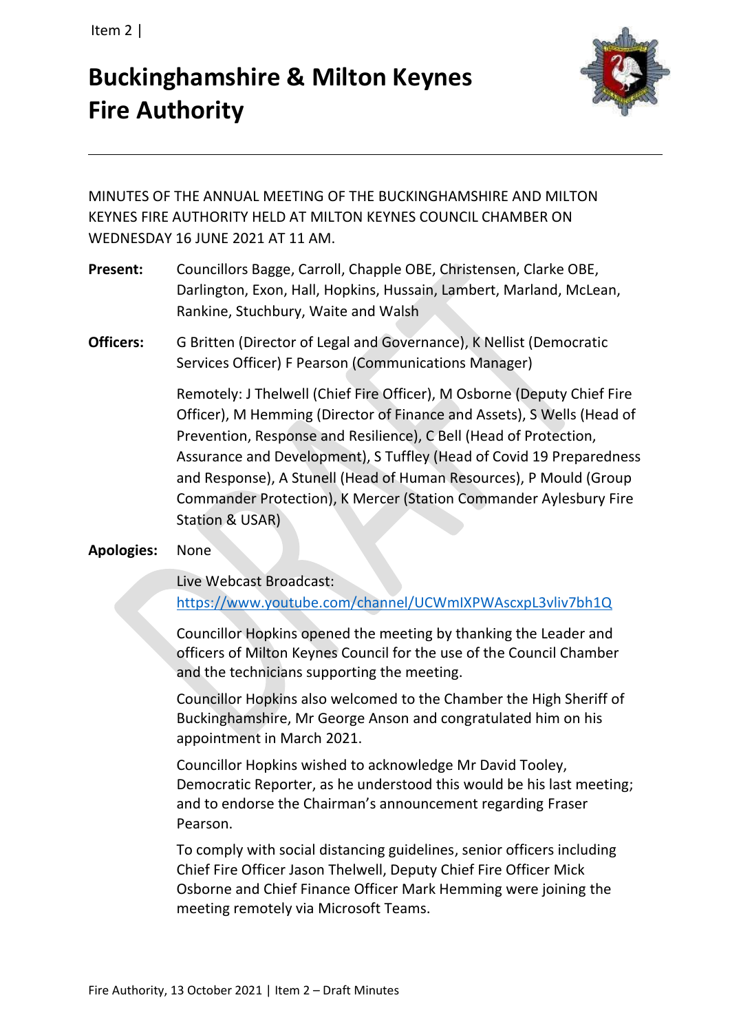# Buckinghamshire & Milton Keynes Fire Authority

MINUTES OF THE ANNUAL MEETING OF THE BUCKINGHAMSHIRE AND MILTON KEYNES FIRE AUTHORITY HELD AT MILTON KEYNES COUNCIL CHAMBER ON WEDNESDAY 16 JUNE 2021 AT 11 AM.

**Present:** Councillors Bagge, Carroll, Chapple OBE, Christensen, Clarke OBE, Darlington, Exon, Hall, Hopkins, Hussain, Lambert, Marland, McLean, Rankine, Stuchbury, Waite and Walsh

**Officers:** G Britten (Director of Legal and Governance), K Nellist (Democratic Services Officer) F Pearson (Communications Manager)

Remotely: J Thelwell (Chief Fire Officer), M Osborne (Deputy Chief Fire Officer), M Hemming (Director of Finance and Assets), S Wells (Head of Prevention, Response and Resilience), C Bell (Head of Protection, Assurance and Development), S Tuffley (Head of Covid 19 Preparedness and Response), A Stunell (Head of Human Resources), P Mould (Group Commander Protection), K Mercer (Station Commander Aylesbury Fire Station & USAR)

**Apologies:** None

Live Webcast Broadcast:
https://www.youtube.com/channel/UCWmIXPWAscxpL3vliv7bh1Q

Councillor Hopkins opened the meeting by thanking the Leader and officers of Milton Keynes Council for the use of the Council Chamber and the technicians supporting the meeting.

Councillor Hopkins also welcomed to the Chamber the High Sheriff of Buckinghamshire, Mr George Anson and congratulated him on his appointment in March 2021.

Councillor Hopkins wished to acknowledge Mr David Tooley, Democratic Reporter, as he understood this would be his last meeting; and to endorse the Chairman's announcement regarding Fraser Pearson.

To comply with social distancing guidelines, senior officers including Chief Fire Officer Jason Thelwell, Deputy Chief Fire Officer Mick Osborne and Chief Finance Officer Mark Hemming were joining the meeting remotely via Microsoft Teams.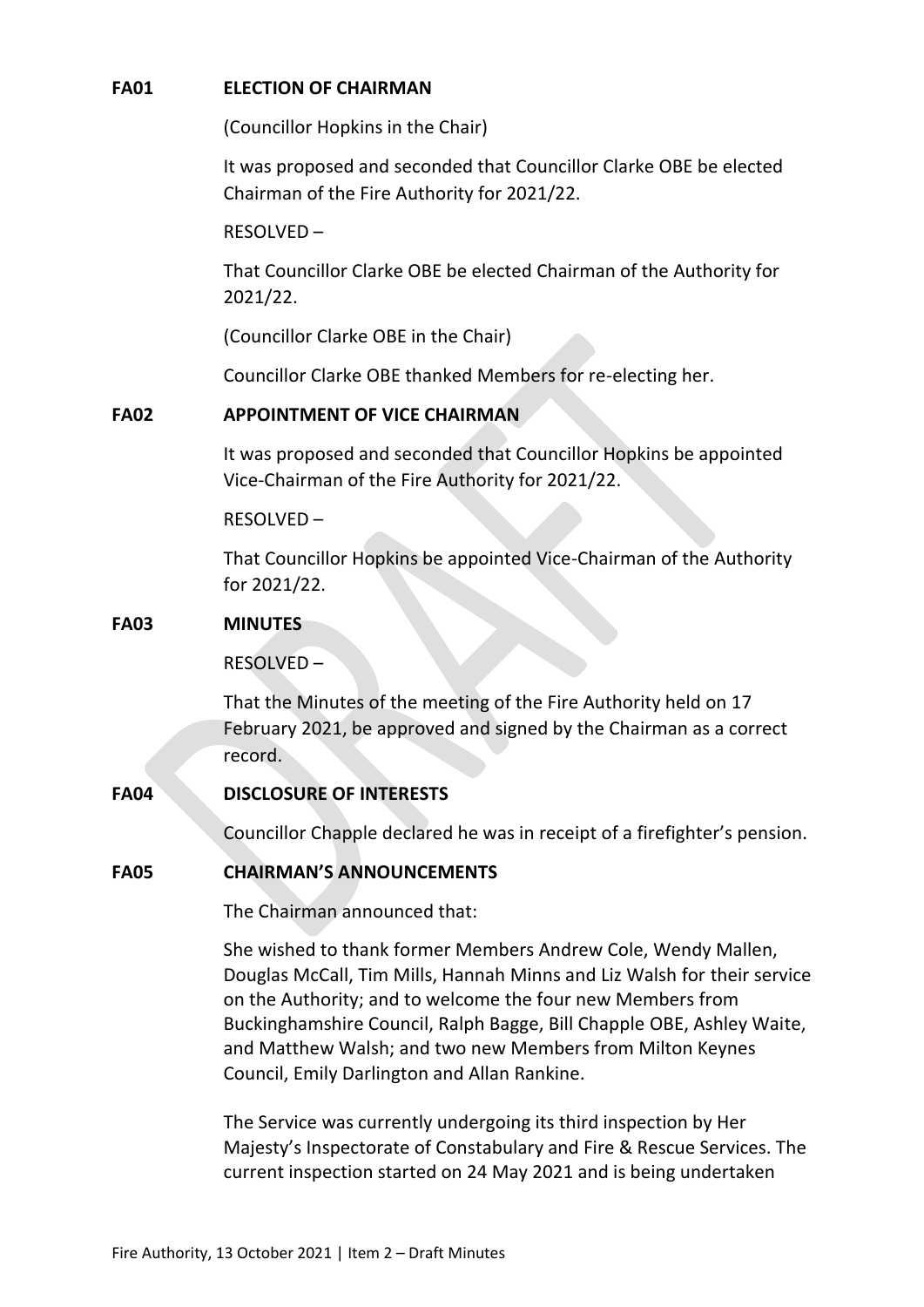**FA01 ELECTION OF CHAIRMAN**

(Councillor Hopkins in the Chair)

It was proposed and seconded that Councillor Clarke OBE be elected Chairman of the Fire Authority for 2021/22.

RESOLVED –

That Councillor Clarke OBE be elected Chairman of the Authority for 2021/22.

(Councillor Clarke OBE in the Chair)

Councillor Clarke OBE thanked Members for re-electing her.

**FA02 APPOINTMENT OF VICE CHAIRMAN**

It was proposed and seconded that Councillor Hopkins be appointed Vice-Chairman of the Fire Authority for 2021/22.

RESOLVED –

That Councillor Hopkins be appointed Vice-Chairman of the Authority for 2021/22.

**FA03 MINUTES**

RESOLVED –

That the Minutes of the meeting of the Fire Authority held on 17 February 2021, be approved and signed by the Chairman as a correct record.

**FA04 DISCLOSURE OF INTERESTS**

Councillor Chapple declared he was in receipt of a firefighter's pension.

**FA05 CHAIRMAN'S ANNOUNCEMENTS**

The Chairman announced that:

She wished to thank former Members Andrew Cole, Wendy Mallen, Douglas McCall, Tim Mills, Hannah Minns and Liz Walsh for their service on the Authority; and to welcome the four new Members from Buckinghamshire Council, Ralph Bagge, Bill Chapple OBE, Ashley Waite, and Matthew Walsh; and two new Members from Milton Keynes Council, Emily Darlington and Allan Rankine.

The Service was currently undergoing its third inspection by Her Majesty's Inspectorate of Constabulary and Fire & Rescue Services. The current inspection started on 24 May 2021 and is being undertaken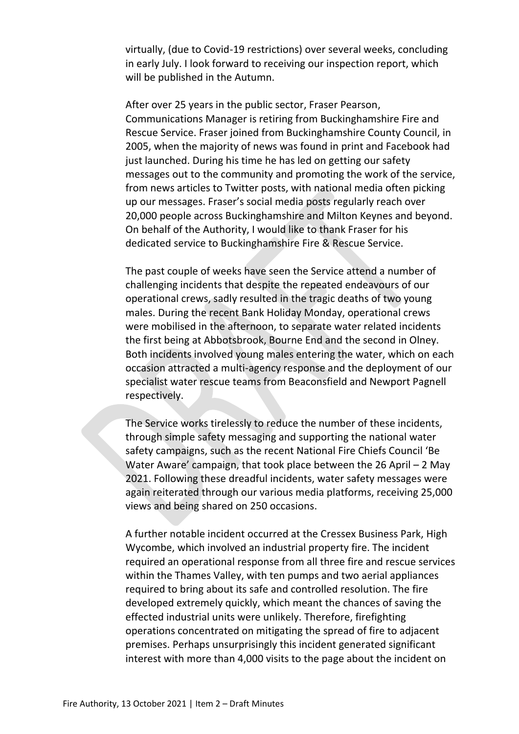virtually, (due to Covid-19 restrictions) over several weeks, concluding in early July. I look forward to receiving our inspection report, which will be published in the Autumn.

After over 25 years in the public sector, Fraser Pearson, Communications Manager is retiring from Buckinghamshire Fire and Rescue Service. Fraser joined from Buckinghamshire County Council, in 2005, when the majority of news was found in print and Facebook had just launched. During his time he has led on getting our safety messages out to the community and promoting the work of the service, from news articles to Twitter posts, with national media often picking up our messages. Fraser's social media posts regularly reach over 20,000 people across Buckinghamshire and Milton Keynes and beyond. On behalf of the Authority, I would like to thank Fraser for his dedicated service to Buckinghamshire Fire & Rescue Service.

The past couple of weeks have seen the Service attend a number of challenging incidents that despite the repeated endeavours of our operational crews, sadly resulted in the tragic deaths of two young males. During the recent Bank Holiday Monday, operational crews were mobilised in the afternoon, to separate water related incidents the first being at Abbotsbrook, Bourne End and the second in Olney. Both incidents involved young males entering the water, which on each occasion attracted a multi-agency response and the deployment of our specialist water rescue teams from Beaconsfield and Newport Pagnell respectively.

The Service works tirelessly to reduce the number of these incidents, through simple safety messaging and supporting the national water safety campaigns, such as the recent National Fire Chiefs Council 'Be Water Aware' campaign, that took place between the 26 April – 2 May 2021. Following these dreadful incidents, water safety messages were again reiterated through our various media platforms, receiving 25,000 views and being shared on 250 occasions.

A further notable incident occurred at the Cressex Business Park, High Wycombe, which involved an industrial property fire. The incident required an operational response from all three fire and rescue services within the Thames Valley, with ten pumps and two aerial appliances required to bring about its safe and controlled resolution. The fire developed extremely quickly, which meant the chances of saving the effected industrial units were unlikely. Therefore, firefighting operations concentrated on mitigating the spread of fire to adjacent premises. Perhaps unsurprisingly this incident generated significant interest with more than 4,000 visits to the page about the incident on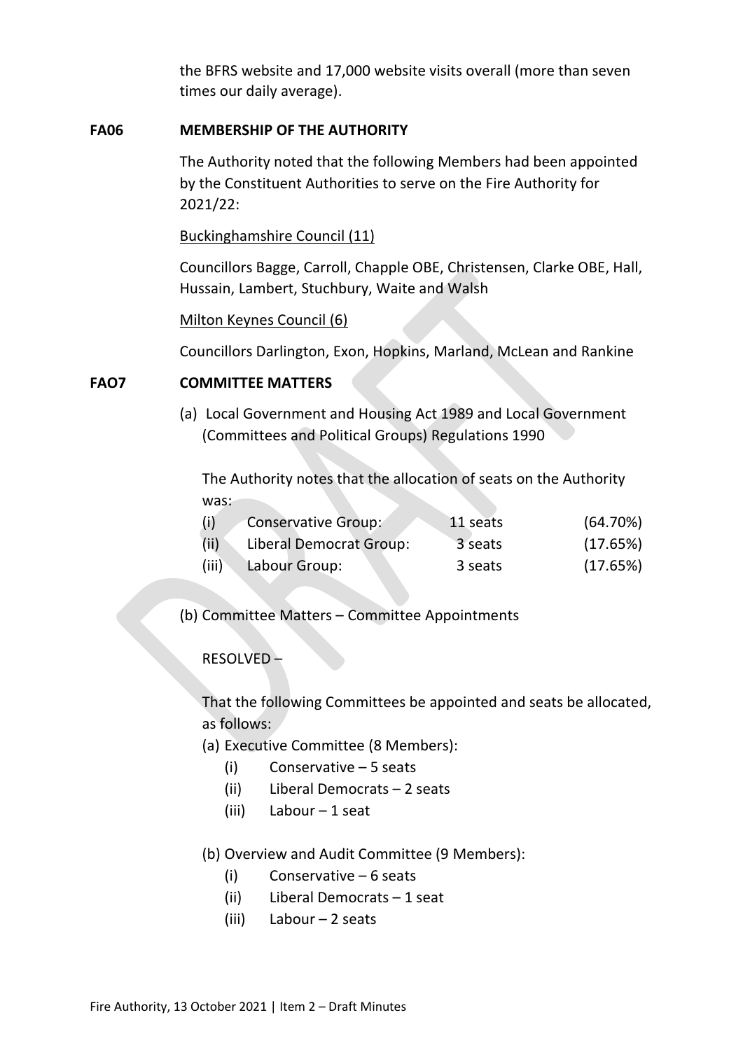the BFRS website and 17,000 website visits overall (more than seven times our daily average).

**FA06 MEMBERSHIP OF THE AUTHORITY**

The Authority noted that the following Members had been appointed by the Constituent Authorities to serve on the Fire Authority for 2021/22:

Buckinghamshire Council (11)

Councillors Bagge, Carroll, Chapple OBE, Christensen, Clarke OBE, Hall, Hussain, Lambert, Stuchbury, Waite and Walsh

Milton Keynes Council (6)

Councillors Darlington, Exon, Hopkins, Marland, McLean and Rankine

**FAO7 COMMITTEE MATTERS**

(a) Local Government and Housing Act 1989 and Local Government (Committees and Political Groups) Regulations 1990

The Authority notes that the allocation of seats on the Authority was:

| | | | |
|---|---|---|---|
| (i) | Conservative Group: | 11 seats | (64.70%) |
| (ii) | Liberal Democrat Group: | 3 seats | (17.65%) |
| (iii) | Labour Group: | 3 seats | (17.65%) |

(b) Committee Matters – Committee Appointments

RESOLVED –

That the following Committees be appointed and seats be allocated, as follows:

(a) Executive Committee (8 Members):
- (i) Conservative – 5 seats
- (ii) Liberal Democrats – 2 seats
- (iii) Labour – 1 seat

(b) Overview and Audit Committee (9 Members):
- (i) Conservative – 6 seats
- (ii) Liberal Democrats – 1 seat
- (iii) Labour – 2 seats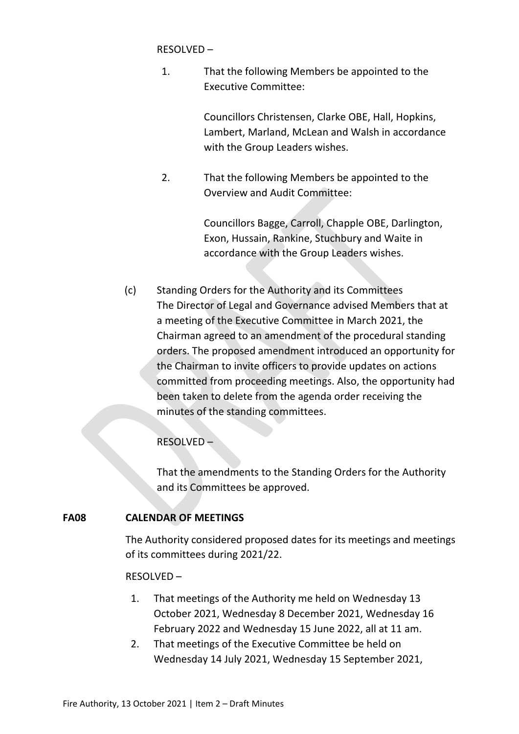RESOLVED –

1. That the following Members be appointed to the Executive Committee:

   Councillors Christensen, Clarke OBE, Hall, Hopkins, Lambert, Marland, McLean and Walsh in accordance with the Group Leaders wishes.

2. That the following Members be appointed to the Overview and Audit Committee:

   Councillors Bagge, Carroll, Chapple OBE, Darlington, Exon, Hussain, Rankine, Stuchbury and Waite in accordance with the Group Leaders wishes.

(c) Standing Orders for the Authority and its Committees
The Director of Legal and Governance advised Members that at a meeting of the Executive Committee in March 2021, the Chairman agreed to an amendment of the procedural standing orders. The proposed amendment introduced an opportunity for the Chairman to invite officers to provide updates on actions committed from proceeding meetings. Also, the opportunity had been taken to delete from the agenda order receiving the minutes of the standing committees.

RESOLVED –

That the amendments to the Standing Orders for the Authority and its Committees be approved.

**FA08 CALENDAR OF MEETINGS**

The Authority considered proposed dates for its meetings and meetings of its committees during 2021/22.

RESOLVED –

1. That meetings of the Authority me held on Wednesday 13 October 2021, Wednesday 8 December 2021, Wednesday 16 February 2022 and Wednesday 15 June 2022, all at 11 am.
2. That meetings of the Executive Committee be held on Wednesday 14 July 2021, Wednesday 15 September 2021,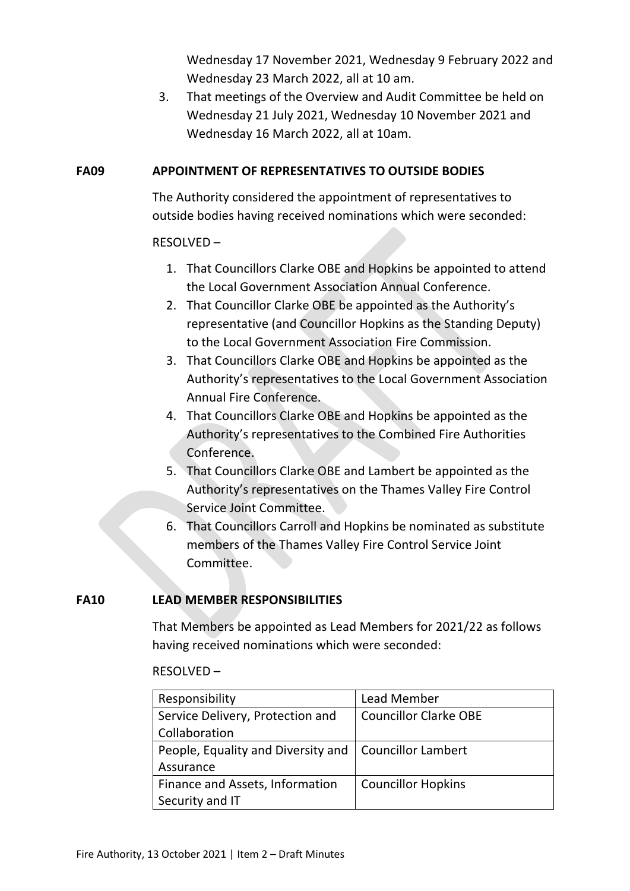Wednesday 17 November 2021, Wednesday 9 February 2022 and Wednesday 23 March 2022, all at 10 am.

3. That meetings of the Overview and Audit Committee be held on Wednesday 21 July 2021, Wednesday 10 November 2021 and Wednesday 16 March 2022, all at 10am.

**FA09 APPOINTMENT OF REPRESENTATIVES TO OUTSIDE BODIES**

The Authority considered the appointment of representatives to outside bodies having received nominations which were seconded:

RESOLVED –

1. That Councillors Clarke OBE and Hopkins be appointed to attend the Local Government Association Annual Conference.
2. That Councillor Clarke OBE be appointed as the Authority's representative (and Councillor Hopkins as the Standing Deputy) to the Local Government Association Fire Commission.
3. That Councillors Clarke OBE and Hopkins be appointed as the Authority's representatives to the Local Government Association Annual Fire Conference.
4. That Councillors Clarke OBE and Hopkins be appointed as the Authority's representatives to the Combined Fire Authorities Conference.
5. That Councillors Clarke OBE and Lambert be appointed as the Authority's representatives on the Thames Valley Fire Control Service Joint Committee.
6. That Councillors Carroll and Hopkins be nominated as substitute members of the Thames Valley Fire Control Service Joint Committee.

**FA10 LEAD MEMBER RESPONSIBILITIES**

That Members be appointed as Lead Members for 2021/22 as follows having received nominations which were seconded:

RESOLVED –

| Responsibility | Lead Member |
|---|---|
| Service Delivery, Protection and Collaboration | Councillor Clarke OBE |
| People, Equality and Diversity and Assurance | Councillor Lambert |
| Finance and Assets, Information Security and IT | Councillor Hopkins |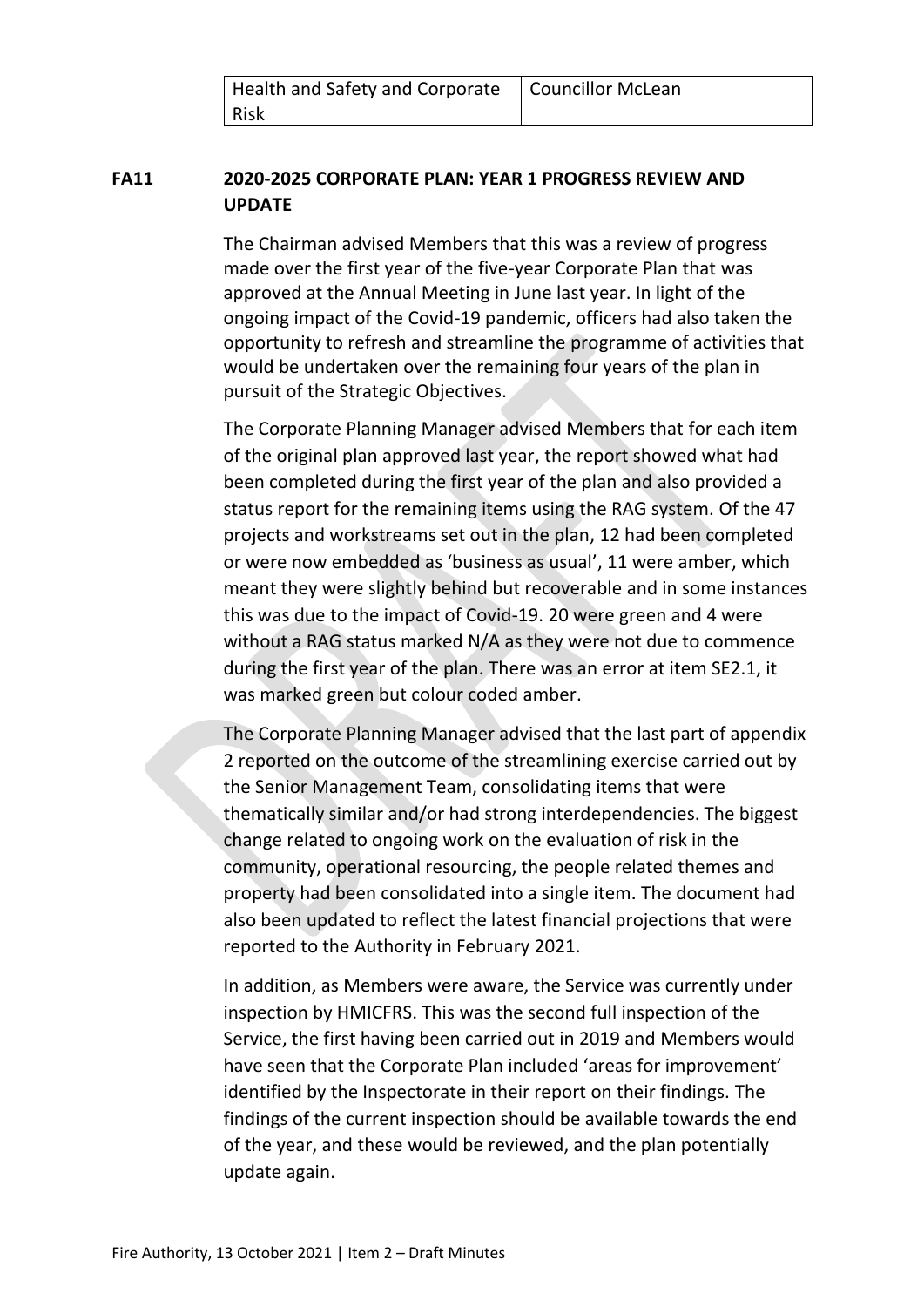| Health and Safety and Corporate Risk | Councillor McLean |
|---|---|

**FA11 2020-2025 CORPORATE PLAN: YEAR 1 PROGRESS REVIEW AND UPDATE**

The Chairman advised Members that this was a review of progress made over the first year of the five-year Corporate Plan that was approved at the Annual Meeting in June last year. In light of the ongoing impact of the Covid-19 pandemic, officers had also taken the opportunity to refresh and streamline the programme of activities that would be undertaken over the remaining four years of the plan in pursuit of the Strategic Objectives.

The Corporate Planning Manager advised Members that for each item of the original plan approved last year, the report showed what had been completed during the first year of the plan and also provided a status report for the remaining items using the RAG system. Of the 47 projects and workstreams set out in the plan, 12 had been completed or were now embedded as 'business as usual', 11 were amber, which meant they were slightly behind but recoverable and in some instances this was due to the impact of Covid-19. 20 were green and 4 were without a RAG status marked N/A as they were not due to commence during the first year of the plan. There was an error at item SE2.1, it was marked green but colour coded amber.

The Corporate Planning Manager advised that the last part of appendix 2 reported on the outcome of the streamlining exercise carried out by the Senior Management Team, consolidating items that were thematically similar and/or had strong interdependencies. The biggest change related to ongoing work on the evaluation of risk in the community, operational resourcing, the people related themes and property had been consolidated into a single item. The document had also been updated to reflect the latest financial projections that were reported to the Authority in February 2021.

In addition, as Members were aware, the Service was currently under inspection by HMICFRS. This was the second full inspection of the Service, the first having been carried out in 2019 and Members would have seen that the Corporate Plan included 'areas for improvement' identified by the Inspectorate in their report on their findings. The findings of the current inspection should be available towards the end of the year, and these would be reviewed, and the plan potentially update again.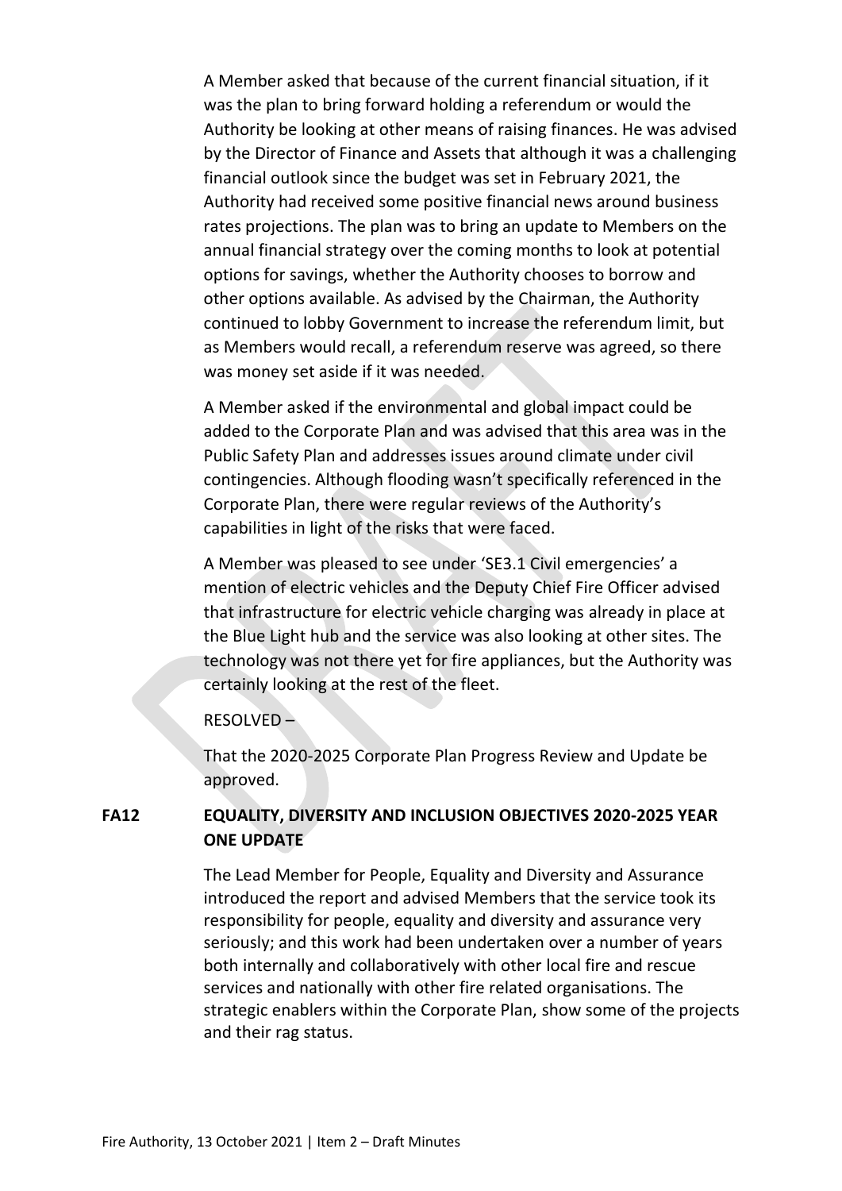A Member asked that because of the current financial situation, if it was the plan to bring forward holding a referendum or would the Authority be looking at other means of raising finances. He was advised by the Director of Finance and Assets that although it was a challenging financial outlook since the budget was set in February 2021, the Authority had received some positive financial news around business rates projections. The plan was to bring an update to Members on the annual financial strategy over the coming months to look at potential options for savings, whether the Authority chooses to borrow and other options available. As advised by the Chairman, the Authority continued to lobby Government to increase the referendum limit, but as Members would recall, a referendum reserve was agreed, so there was money set aside if it was needed.

A Member asked if the environmental and global impact could be added to the Corporate Plan and was advised that this area was in the Public Safety Plan and addresses issues around climate under civil contingencies. Although flooding wasn't specifically referenced in the Corporate Plan, there were regular reviews of the Authority's capabilities in light of the risks that were faced.

A Member was pleased to see under 'SE3.1 Civil emergencies' a mention of electric vehicles and the Deputy Chief Fire Officer advised that infrastructure for electric vehicle charging was already in place at the Blue Light hub and the service was also looking at other sites. The technology was not there yet for fire appliances, but the Authority was certainly looking at the rest of the fleet.

RESOLVED –

That the 2020-2025 Corporate Plan Progress Review and Update be approved.

## FA12 EQUALITY, DIVERSITY AND INCLUSION OBJECTIVES 2020-2025 YEAR ONE UPDATE

The Lead Member for People, Equality and Diversity and Assurance introduced the report and advised Members that the service took its responsibility for people, equality and diversity and assurance very seriously; and this work had been undertaken over a number of years both internally and collaboratively with other local fire and rescue services and nationally with other fire related organisations. The strategic enablers within the Corporate Plan, show some of the projects and their rag status.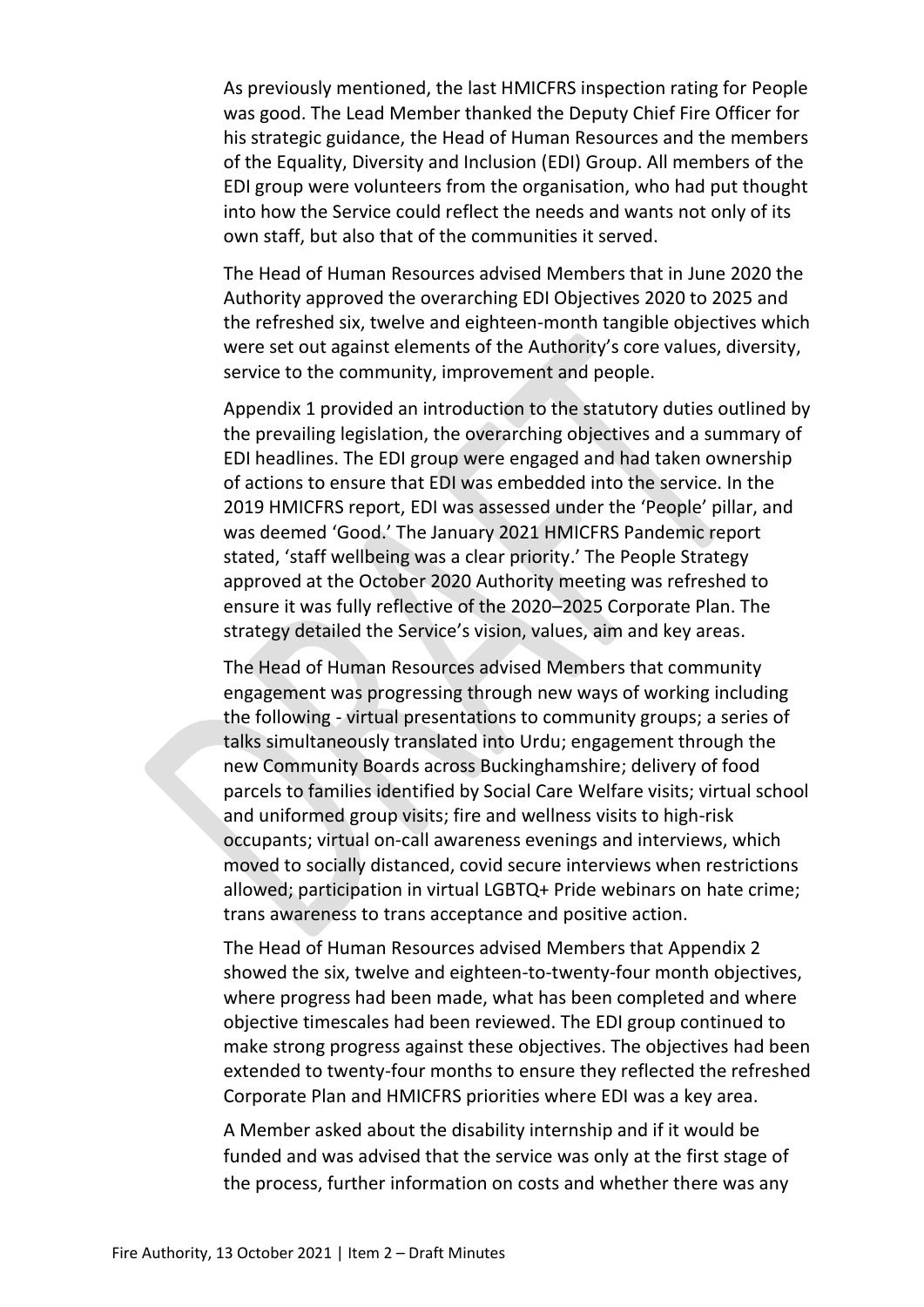As previously mentioned, the last HMICFRS inspection rating for People was good. The Lead Member thanked the Deputy Chief Fire Officer for his strategic guidance, the Head of Human Resources and the members of the Equality, Diversity and Inclusion (EDI) Group. All members of the EDI group were volunteers from the organisation, who had put thought into how the Service could reflect the needs and wants not only of its own staff, but also that of the communities it served.

The Head of Human Resources advised Members that in June 2020 the Authority approved the overarching EDI Objectives 2020 to 2025 and the refreshed six, twelve and eighteen-month tangible objectives which were set out against elements of the Authority's core values, diversity, service to the community, improvement and people.

Appendix 1 provided an introduction to the statutory duties outlined by the prevailing legislation, the overarching objectives and a summary of EDI headlines. The EDI group were engaged and had taken ownership of actions to ensure that EDI was embedded into the service. In the 2019 HMICFRS report, EDI was assessed under the 'People' pillar, and was deemed 'Good.' The January 2021 HMICFRS Pandemic report stated, 'staff wellbeing was a clear priority.' The People Strategy approved at the October 2020 Authority meeting was refreshed to ensure it was fully reflective of the 2020–2025 Corporate Plan. The strategy detailed the Service's vision, values, aim and key areas.

The Head of Human Resources advised Members that community engagement was progressing through new ways of working including the following - virtual presentations to community groups; a series of talks simultaneously translated into Urdu; engagement through the new Community Boards across Buckinghamshire; delivery of food parcels to families identified by Social Care Welfare visits; virtual school and uniformed group visits; fire and wellness visits to high-risk occupants; virtual on-call awareness evenings and interviews, which moved to socially distanced, covid secure interviews when restrictions allowed; participation in virtual LGBTQ+ Pride webinars on hate crime; trans awareness to trans acceptance and positive action.

The Head of Human Resources advised Members that Appendix 2 showed the six, twelve and eighteen-to-twenty-four month objectives, where progress had been made, what has been completed and where objective timescales had been reviewed. The EDI group continued to make strong progress against these objectives. The objectives had been extended to twenty-four months to ensure they reflected the refreshed Corporate Plan and HMICFRS priorities where EDI was a key area.

A Member asked about the disability internship and if it would be funded and was advised that the service was only at the first stage of the process, further information on costs and whether there was any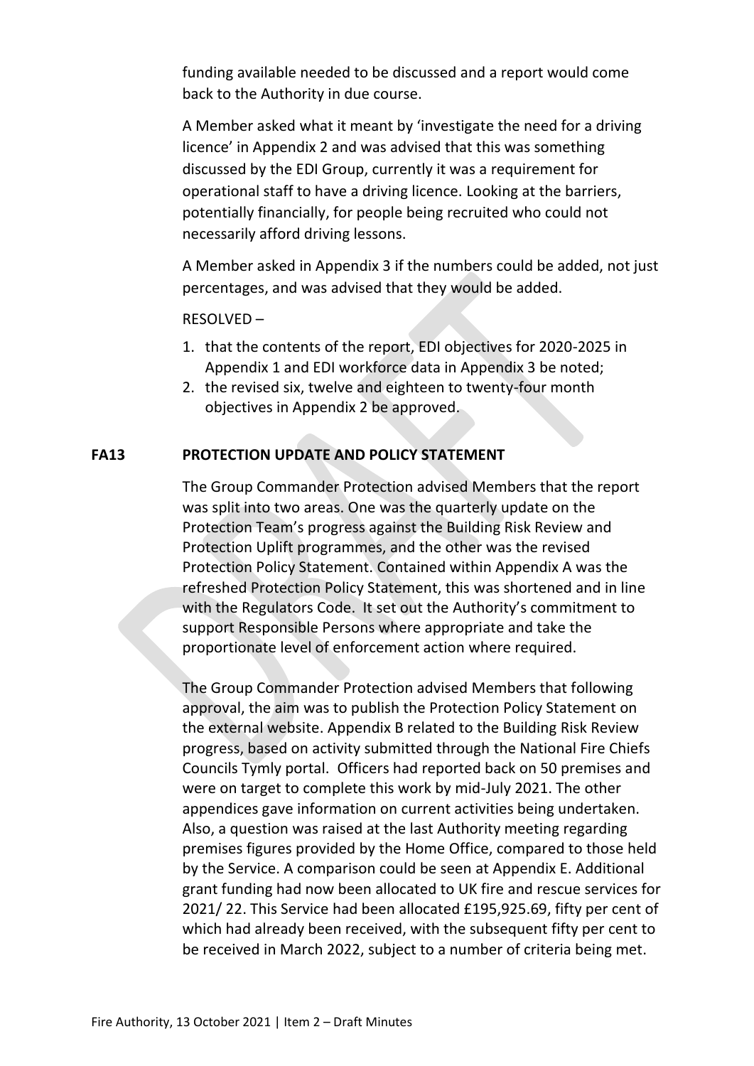funding available needed to be discussed and a report would come back to the Authority in due course.

A Member asked what it meant by 'investigate the need for a driving licence' in Appendix 2 and was advised that this was something discussed by the EDI Group, currently it was a requirement for operational staff to have a driving licence. Looking at the barriers, potentially financially, for people being recruited who could not necessarily afford driving lessons.

A Member asked in Appendix 3 if the numbers could be added, not just percentages, and was advised that they would be added.

RESOLVED –

1. that the contents of the report, EDI objectives for 2020-2025 in Appendix 1 and EDI workforce data in Appendix 3 be noted;
2. the revised six, twelve and eighteen to twenty-four month objectives in Appendix 2 be approved.

**FA13 PROTECTION UPDATE AND POLICY STATEMENT**

The Group Commander Protection advised Members that the report was split into two areas. One was the quarterly update on the Protection Team's progress against the Building Risk Review and Protection Uplift programmes, and the other was the revised Protection Policy Statement. Contained within Appendix A was the refreshed Protection Policy Statement, this was shortened and in line with the Regulators Code. It set out the Authority's commitment to support Responsible Persons where appropriate and take the proportionate level of enforcement action where required.

The Group Commander Protection advised Members that following approval, the aim was to publish the Protection Policy Statement on the external website. Appendix B related to the Building Risk Review progress, based on activity submitted through the National Fire Chiefs Councils Tymly portal. Officers had reported back on 50 premises and were on target to complete this work by mid-July 2021. The other appendices gave information on current activities being undertaken. Also, a question was raised at the last Authority meeting regarding premises figures provided by the Home Office, compared to those held by the Service. A comparison could be seen at Appendix E. Additional grant funding had now been allocated to UK fire and rescue services for 2021/ 22. This Service had been allocated £195,925.69, fifty per cent of which had already been received, with the subsequent fifty per cent to be received in March 2022, subject to a number of criteria being met.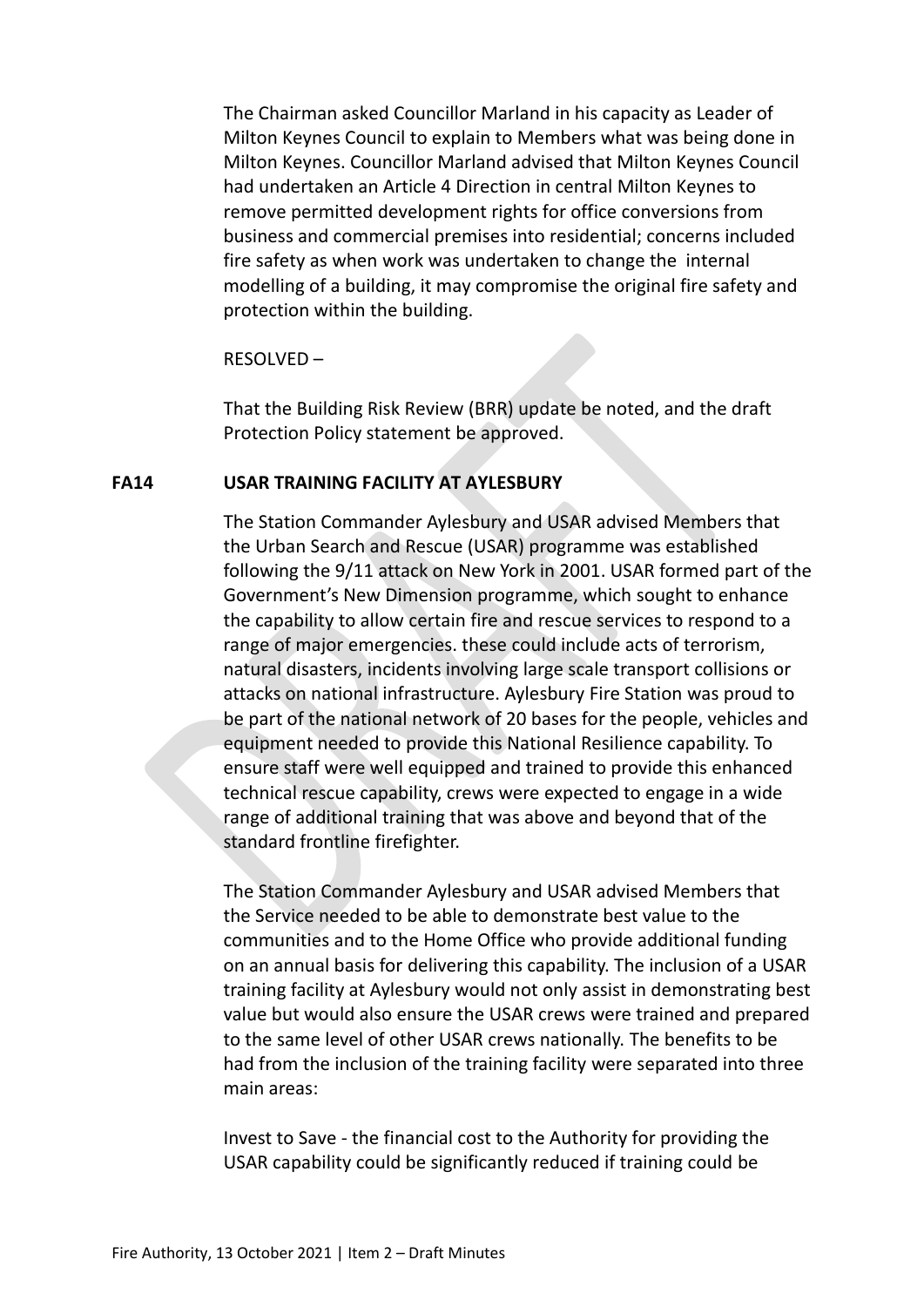The Chairman asked Councillor Marland in his capacity as Leader of Milton Keynes Council to explain to Members what was being done in Milton Keynes. Councillor Marland advised that Milton Keynes Council had undertaken an Article 4 Direction in central Milton Keynes to remove permitted development rights for office conversions from business and commercial premises into residential; concerns included fire safety as when work was undertaken to change the internal modelling of a building, it may compromise the original fire safety and protection within the building.

RESOLVED –

That the Building Risk Review (BRR) update be noted, and the draft Protection Policy statement be approved.

**FA14 USAR TRAINING FACILITY AT AYLESBURY**

The Station Commander Aylesbury and USAR advised Members that the Urban Search and Rescue (USAR) programme was established following the 9/11 attack on New York in 2001. USAR formed part of the Government's New Dimension programme, which sought to enhance the capability to allow certain fire and rescue services to respond to a range of major emergencies. these could include acts of terrorism, natural disasters, incidents involving large scale transport collisions or attacks on national infrastructure. Aylesbury Fire Station was proud to be part of the national network of 20 bases for the people, vehicles and equipment needed to provide this National Resilience capability. To ensure staff were well equipped and trained to provide this enhanced technical rescue capability, crews were expected to engage in a wide range of additional training that was above and beyond that of the standard frontline firefighter.

The Station Commander Aylesbury and USAR advised Members that the Service needed to be able to demonstrate best value to the communities and to the Home Office who provide additional funding on an annual basis for delivering this capability. The inclusion of a USAR training facility at Aylesbury would not only assist in demonstrating best value but would also ensure the USAR crews were trained and prepared to the same level of other USAR crews nationally. The benefits to be had from the inclusion of the training facility were separated into three main areas:

Invest to Save - the financial cost to the Authority for providing the USAR capability could be significantly reduced if training could be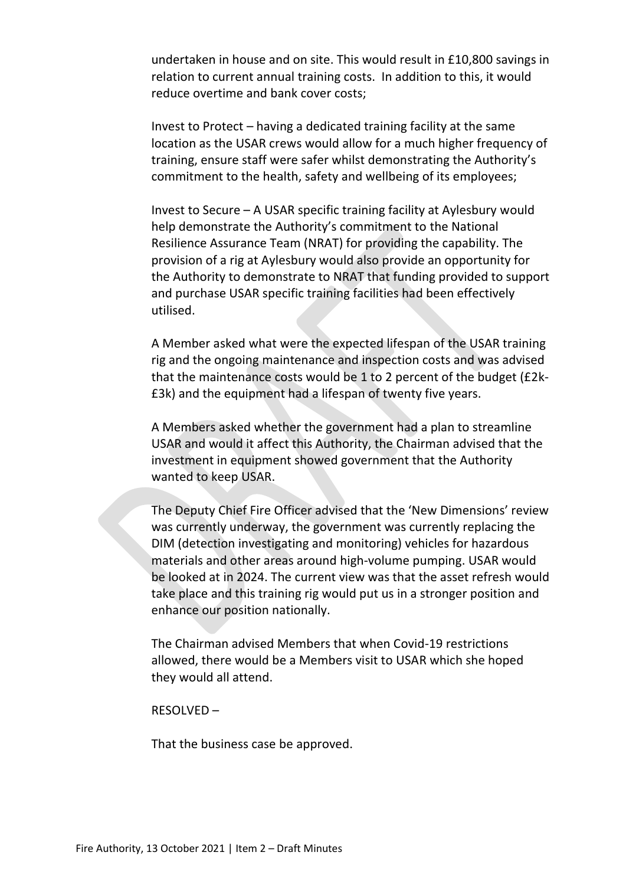undertaken in house and on site. This would result in £10,800 savings in relation to current annual training costs. In addition to this, it would reduce overtime and bank cover costs;

Invest to Protect – having a dedicated training facility at the same location as the USAR crews would allow for a much higher frequency of training, ensure staff were safer whilst demonstrating the Authority's commitment to the health, safety and wellbeing of its employees;

Invest to Secure – A USAR specific training facility at Aylesbury would help demonstrate the Authority's commitment to the National Resilience Assurance Team (NRAT) for providing the capability. The provision of a rig at Aylesbury would also provide an opportunity for the Authority to demonstrate to NRAT that funding provided to support and purchase USAR specific training facilities had been effectively utilised.

A Member asked what were the expected lifespan of the USAR training rig and the ongoing maintenance and inspection costs and was advised that the maintenance costs would be 1 to 2 percent of the budget (£2k-£3k) and the equipment had a lifespan of twenty five years.

A Members asked whether the government had a plan to streamline USAR and would it affect this Authority, the Chairman advised that the investment in equipment showed government that the Authority wanted to keep USAR.

The Deputy Chief Fire Officer advised that the 'New Dimensions' review was currently underway, the government was currently replacing the DIM (detection investigating and monitoring) vehicles for hazardous materials and other areas around high-volume pumping. USAR would be looked at in 2024. The current view was that the asset refresh would take place and this training rig would put us in a stronger position and enhance our position nationally.

The Chairman advised Members that when Covid-19 restrictions allowed, there would be a Members visit to USAR which she hoped they would all attend.

RESOLVED –

That the business case be approved.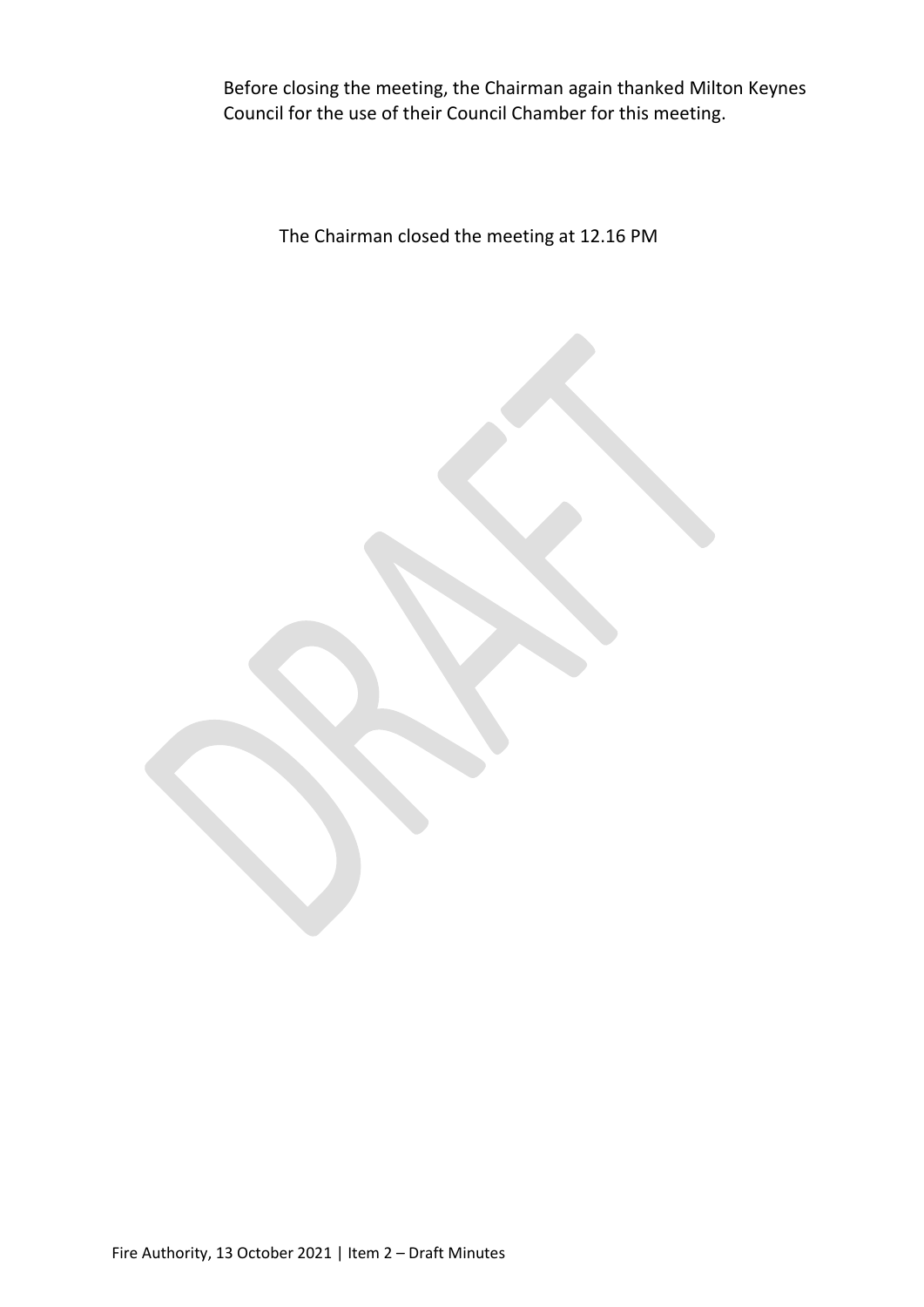Before closing the meeting, the Chairman again thanked Milton Keynes Council for the use of their Council Chamber for this meeting.

The Chairman closed the meeting at 12.16 PM